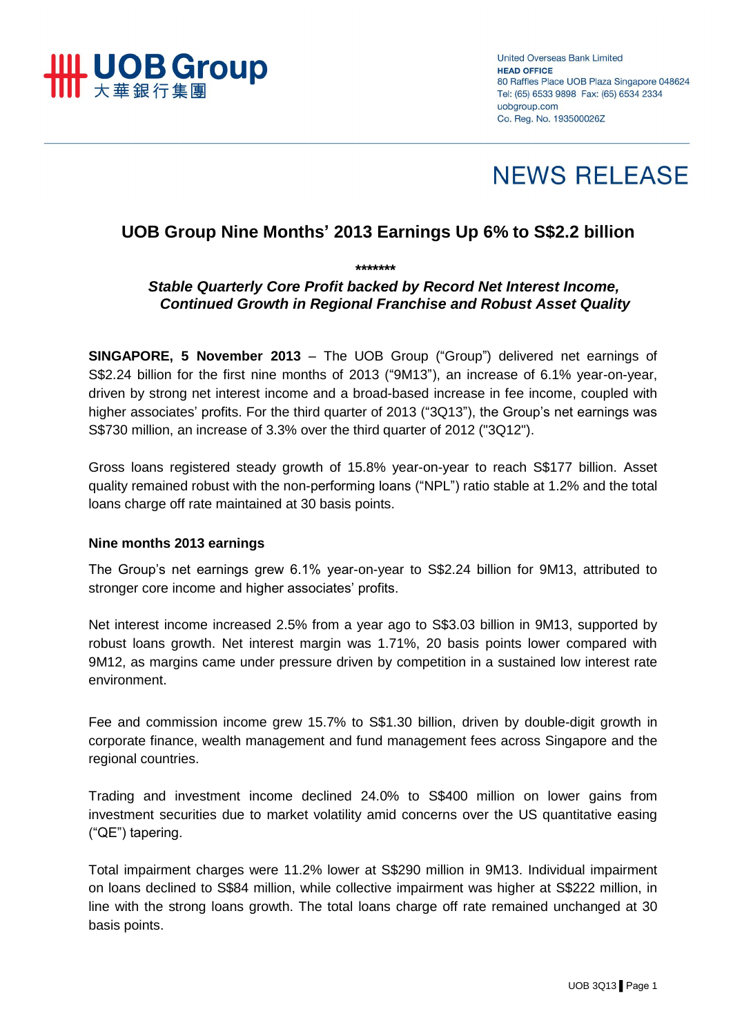UOB Group 大華銀行集團

United Overseas Bank Limited
**HEAD OFFICE**
80 Raffles Place UOB Plaza Singapore 048624
Tel: (65) 6533 9898 Fax: (65) 6534 2334
uobgroup.com
Co. Reg. No. 193500026Z

# NEWS RELEASE

## UOB Group Nine Months' 2013 Earnings Up 6% to S$2.2 billion

*******

***Stable Quarterly Core Profit backed by Record Net Interest Income, Continued Growth in Regional Franchise and Robust Asset Quality***

**SINGAPORE, 5 November 2013** – The UOB Group ("Group") delivered net earnings of S$2.24 billion for the first nine months of 2013 ("9M13"), an increase of 6.1% year-on-year, driven by strong net interest income and a broad-based increase in fee income, coupled with higher associates' profits. For the third quarter of 2013 ("3Q13"), the Group's net earnings was S$730 million, an increase of 3.3% over the third quarter of 2012 ("3Q12").

Gross loans registered steady growth of 15.8% year-on-year to reach S$177 billion. Asset quality remained robust with the non-performing loans ("NPL") ratio stable at 1.2% and the total loans charge off rate maintained at 30 basis points.

### Nine months 2013 earnings

The Group's net earnings grew 6.1% year-on-year to S$2.24 billion for 9M13, attributed to stronger core income and higher associates' profits.

Net interest income increased 2.5% from a year ago to S$3.03 billion in 9M13, supported by robust loans growth. Net interest margin was 1.71%, 20 basis points lower compared with 9M12, as margins came under pressure driven by competition in a sustained low interest rate environment.

Fee and commission income grew 15.7% to S$1.30 billion, driven by double-digit growth in corporate finance, wealth management and fund management fees across Singapore and the regional countries.

Trading and investment income declined 24.0% to S$400 million on lower gains from investment securities due to market volatility amid concerns over the US quantitative easing ("QE") tapering.

Total impairment charges were 11.2% lower at S$290 million in 9M13. Individual impairment on loans declined to S$84 million, while collective impairment was higher at S$222 million, in line with the strong loans growth. The total loans charge off rate remained unchanged at 30 basis points.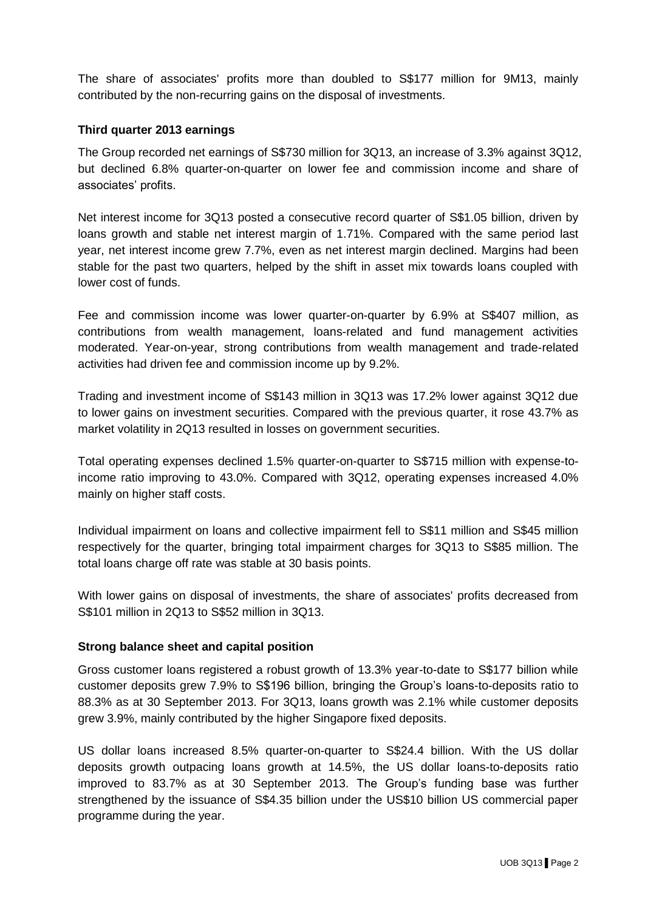The share of associates' profits more than doubled to S$177 million for 9M13, mainly contributed by the non-recurring gains on the disposal of investments.

**Third quarter 2013 earnings**

The Group recorded net earnings of S$730 million for 3Q13, an increase of 3.3% against 3Q12, but declined 6.8% quarter-on-quarter on lower fee and commission income and share of associates' profits.

Net interest income for 3Q13 posted a consecutive record quarter of S$1.05 billion, driven by loans growth and stable net interest margin of 1.71%. Compared with the same period last year, net interest income grew 7.7%, even as net interest margin declined. Margins had been stable for the past two quarters, helped by the shift in asset mix towards loans coupled with lower cost of funds.

Fee and commission income was lower quarter-on-quarter by 6.9% at S$407 million, as contributions from wealth management, loans-related and fund management activities moderated. Year-on-year, strong contributions from wealth management and trade-related activities had driven fee and commission income up by 9.2%.

Trading and investment income of S$143 million in 3Q13 was 17.2% lower against 3Q12 due to lower gains on investment securities. Compared with the previous quarter, it rose 43.7% as market volatility in 2Q13 resulted in losses on government securities.

Total operating expenses declined 1.5% quarter-on-quarter to S$715 million with expense-to-income ratio improving to 43.0%. Compared with 3Q12, operating expenses increased 4.0% mainly on higher staff costs.

Individual impairment on loans and collective impairment fell to S$11 million and S$45 million respectively for the quarter, bringing total impairment charges for 3Q13 to S$85 million. The total loans charge off rate was stable at 30 basis points.

With lower gains on disposal of investments, the share of associates' profits decreased from S$101 million in 2Q13 to S$52 million in 3Q13.

**Strong balance sheet and capital position**

Gross customer loans registered a robust growth of 13.3% year-to-date to S$177 billion while customer deposits grew 7.9% to S$196 billion, bringing the Group's loans-to-deposits ratio to 88.3% as at 30 September 2013. For 3Q13, loans growth was 2.1% while customer deposits grew 3.9%, mainly contributed by the higher Singapore fixed deposits.

US dollar loans increased 8.5% quarter-on-quarter to S$24.4 billion. With the US dollar deposits growth outpacing loans growth at 14.5%, the US dollar loans-to-deposits ratio improved to 83.7% as at 30 September 2013. The Group's funding base was further strengthened by the issuance of S$4.35 billion under the US$10 billion US commercial paper programme during the year.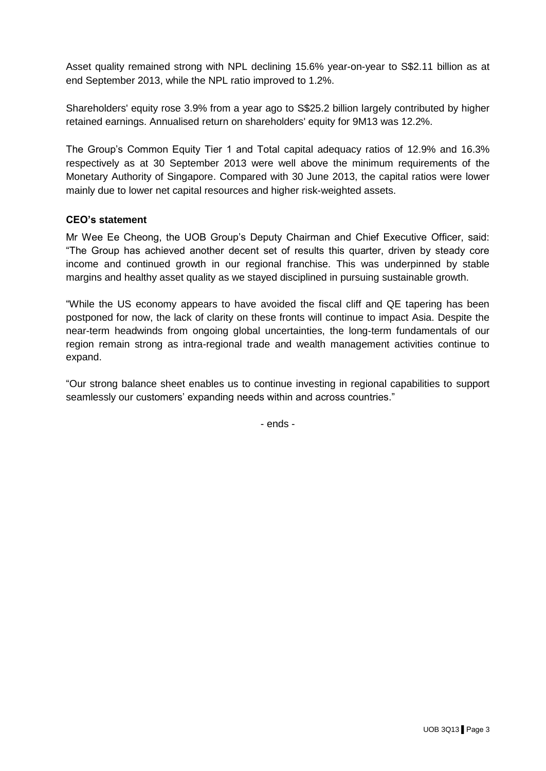Asset quality remained strong with NPL declining 15.6% year-on-year to S$2.11 billion as at end September 2013, while the NPL ratio improved to 1.2%.

Shareholders' equity rose 3.9% from a year ago to S$25.2 billion largely contributed by higher retained earnings. Annualised return on shareholders' equity for 9M13 was 12.2%.

The Group's Common Equity Tier 1 and Total capital adequacy ratios of 12.9% and 16.3% respectively as at 30 September 2013 were well above the minimum requirements of the Monetary Authority of Singapore. Compared with 30 June 2013, the capital ratios were lower mainly due to lower net capital resources and higher risk-weighted assets.

**CEO's statement**

Mr Wee Ee Cheong, the UOB Group's Deputy Chairman and Chief Executive Officer, said: "The Group has achieved another decent set of results this quarter, driven by steady core income and continued growth in our regional franchise. This was underpinned by stable margins and healthy asset quality as we stayed disciplined in pursuing sustainable growth.

"While the US economy appears to have avoided the fiscal cliff and QE tapering has been postponed for now, the lack of clarity on these fronts will continue to impact Asia. Despite the near-term headwinds from ongoing global uncertainties, the long-term fundamentals of our region remain strong as intra-regional trade and wealth management activities continue to expand.

"Our strong balance sheet enables us to continue investing in regional capabilities to support seamlessly our customers' expanding needs within and across countries."

- ends -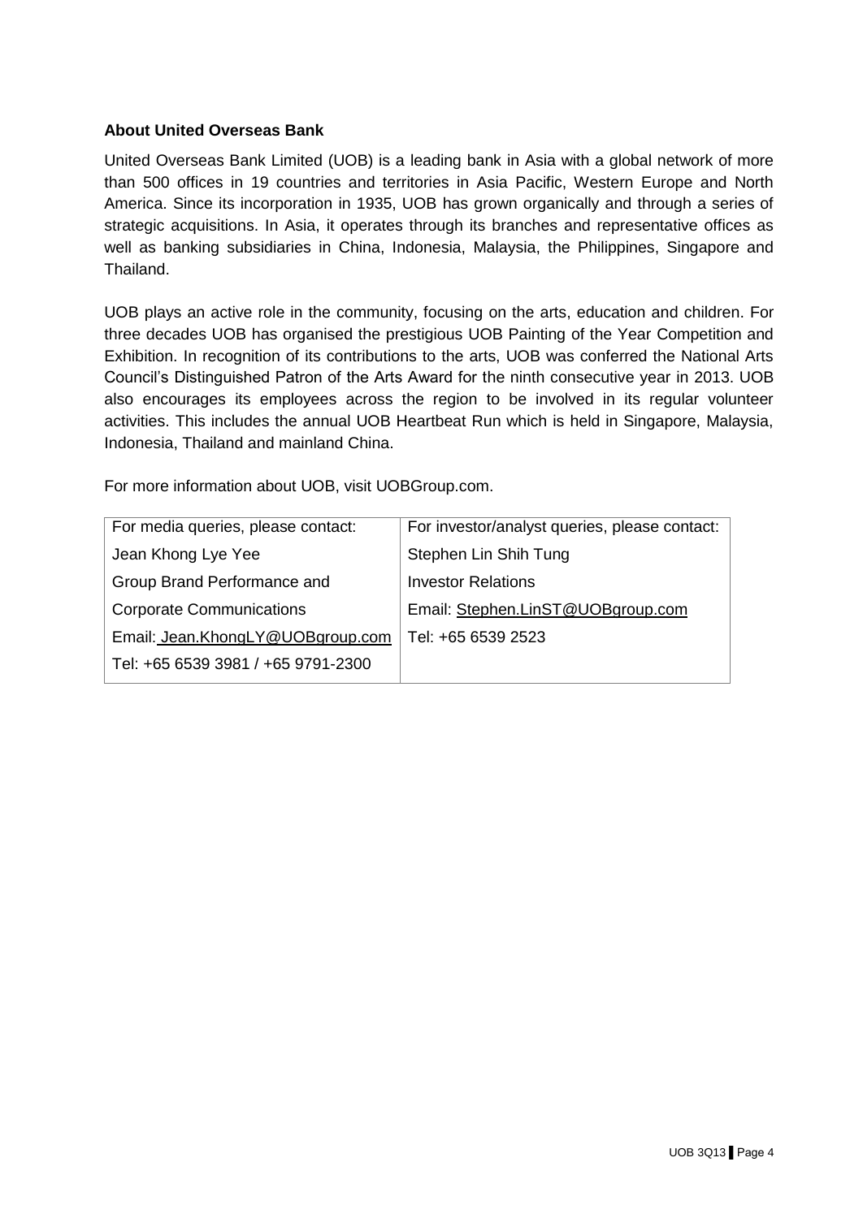**About United Overseas Bank**

United Overseas Bank Limited (UOB) is a leading bank in Asia with a global network of more than 500 offices in 19 countries and territories in Asia Pacific, Western Europe and North America. Since its incorporation in 1935, UOB has grown organically and through a series of strategic acquisitions. In Asia, it operates through its branches and representative offices as well as banking subsidiaries in China, Indonesia, Malaysia, the Philippines, Singapore and Thailand.

UOB plays an active role in the community, focusing on the arts, education and children. For three decades UOB has organised the prestigious UOB Painting of the Year Competition and Exhibition. In recognition of its contributions to the arts, UOB was conferred the National Arts Council's Distinguished Patron of the Arts Award for the ninth consecutive year in 2013. UOB also encourages its employees across the region to be involved in its regular volunteer activities. This includes the annual UOB Heartbeat Run which is held in Singapore, Malaysia, Indonesia, Thailand and mainland China.

For more information about UOB, visit UOBGroup.com.

| For media queries, please contact: | For investor/analyst queries, please contact: |
|---|---|
| Jean Khong Lye Yee | Stephen Lin Shih Tung |
| Group Brand Performance and | Investor Relations |
| Corporate Communications | Email: Stephen.LinST@UOBgroup.com |
| Email: Jean.KhongLY@UOBgroup.com | Tel: +65 6539 2523 |
| Tel: +65 6539 3981 / +65 9791-2300 | |